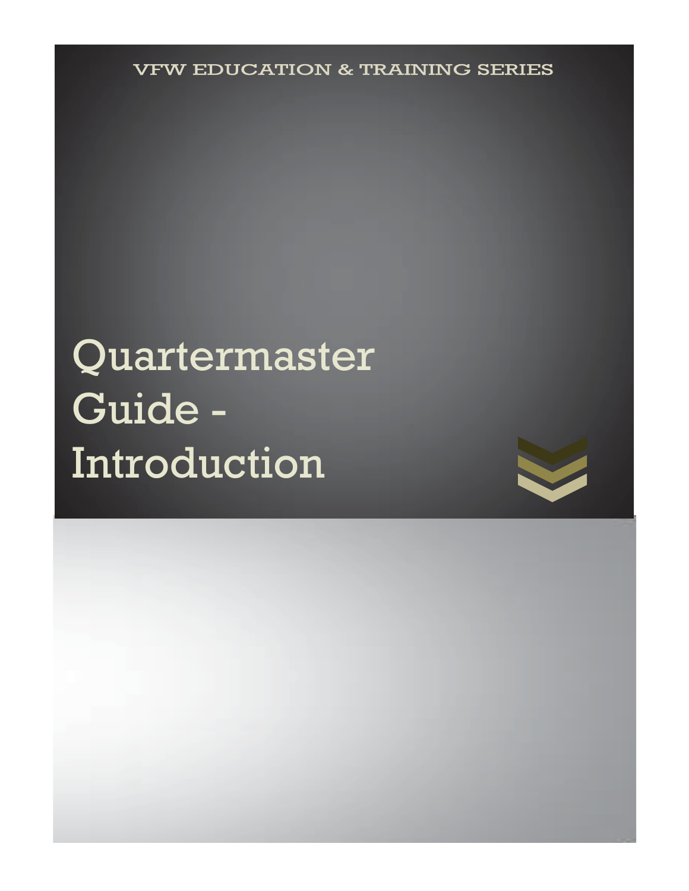VFW EDUCATION & TRAINING SERIES

# Quartermaster Guide - Introduction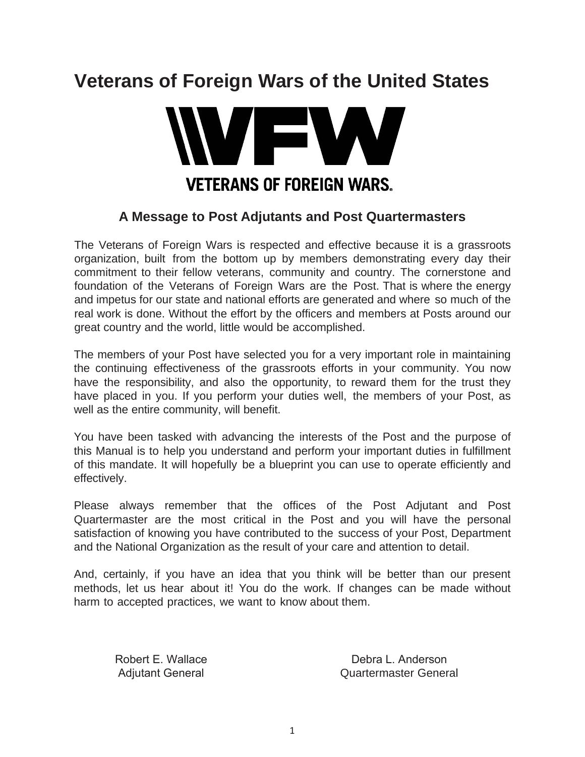# Veterans of Foreign Wars of the United States

VETERANS OF FOREIGN WARS®

## A Message to Post Adjutants and Post Quartermasters

The Veterans of Foreign Wars is respected and effective because it is a grassroots organization, built from the bottom up by members demonstrating every day their commitment to their fellow veterans, community and country. The cornerstone and foundation of the Veterans of Foreign Wars are the Post. That is where the energy and impetus for our state and national efforts are generated and where so much of the real work is done. Without the effort by the officers and members at Posts around our great country and the world, little would be accomplished.

The members of your Post have selected you for a very important role in maintaining the continuing effectiveness of the grassroots efforts in your community. You now have the responsibility, and also the opportunity, to reward them for the trust they have placed in you. If you perform your duties well, the members of your Post, as well as the entire community, will benefit.

You have been tasked with advancing the interests of the Post and the purpose of this Manual is to help you understand and perform your important duties in fulfillment of this mandate. It will hopefully be a blueprint you can use to operate efficiently and effectively.

Please always remember that the offices of the Post Adjutant and Post Quartermaster are the most critical in the Post and you will have the personal satisfaction of knowing you have contributed to the success of your Post, Department and the National Organization as the result of your care and attention to detail.

And, certainly, if you have an idea that you think will be better than our present methods, let us hear about it! You do the work. If changes can be made without harm to accepted practices, we want to know about them.

Robert E. Wallace
Adjutant General

Debra L. Anderson
Quartermaster General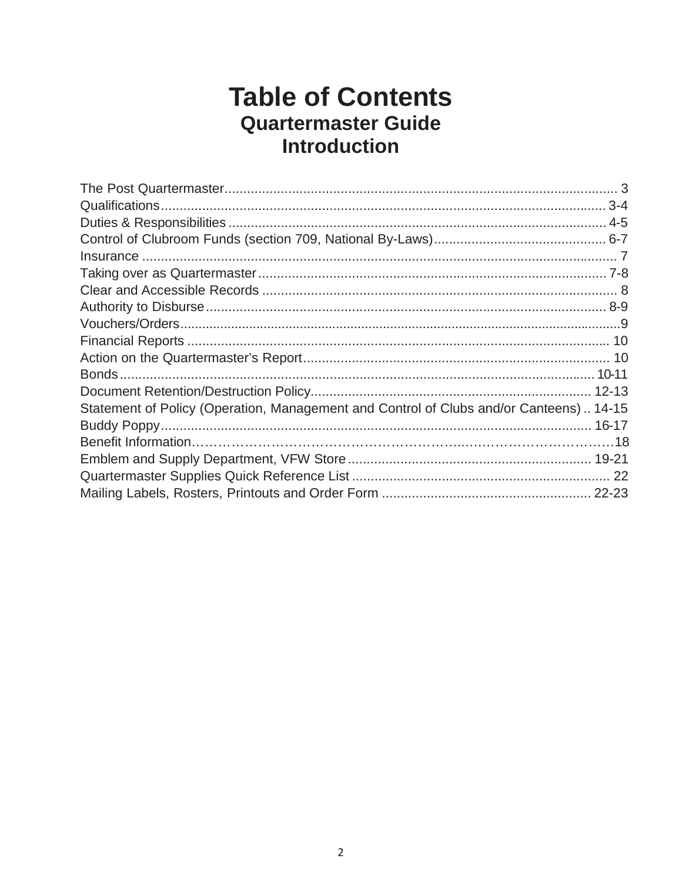# Table of Contents

## Quartermaster Guide

## Introduction

The Post Quartermaster........................................................................................................ 3
Qualifications....................................................................................................................... 3-4
Duties & Responsibilities ..................................................................................................... 4-5
Control of Clubroom Funds (section 709, National By-Laws).............................................. 6-7
Insurance ............................................................................................................................. 7
Taking over as Quartermaster............................................................................................. 7-8
Clear and Accessible Records .............................................................................................. 8
Authority to Disburse........................................................................................................... 8-9
Vouchers/Orders......................................................................................................................9
Financial Reports ................................................................................................................. 10
Action on the Quartermaster's Report.................................................................................. 10
Bonds.................................................................................................................................. 10-11
Document Retention/Destruction Policy........................................................................... 12-13
Statement of Policy (Operation, Management and Control of Clubs and/or Canteens) .. 14-15
Buddy Poppy...................................................................................................................... 16-17
Benefit Information……………………………………………………………………………….18
Emblem and Supply Department, VFW Store ................................................................. 19-21
Quartermaster Supplies Quick Reference List .................................................................... 22
Mailing Labels, Rosters, Printouts and Order Form ........................................................ 22-23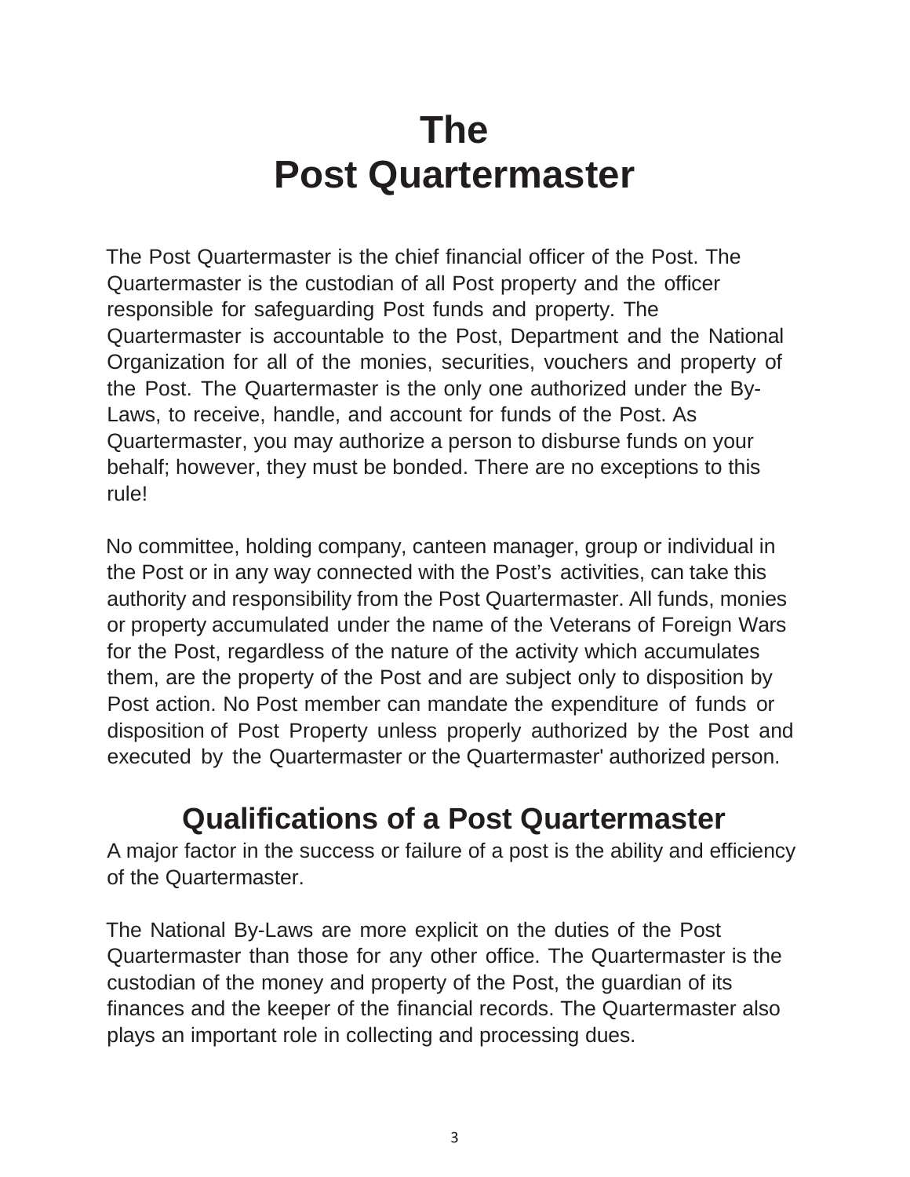# The Post Quartermaster

The Post Quartermaster is the chief financial officer of the Post. The Quartermaster is the custodian of all Post property and the officer responsible for safeguarding Post funds and property. The Quartermaster is accountable to the Post, Department and the National Organization for all of the monies, securities, vouchers and property of the Post. The Quartermaster is the only one authorized under the By-Laws, to receive, handle, and account for funds of the Post. As Quartermaster, you may authorize a person to disburse funds on your behalf; however, they must be bonded. There are no exceptions to this rule!

No committee, holding company, canteen manager, group or individual in the Post or in any way connected with the Post's activities, can take this authority and responsibility from the Post Quartermaster. All funds, monies or property accumulated under the name of the Veterans of Foreign Wars for the Post, regardless of the nature of the activity which accumulates them, are the property of the Post and are subject only to disposition by Post action. No Post member can mandate the expenditure of funds or disposition of Post Property unless properly authorized by the Post and executed by the Quartermaster or the Quartermaster' authorized person.

## Qualifications of a Post Quartermaster

A major factor in the success or failure of a post is the ability and efficiency of the Quartermaster.

The National By-Laws are more explicit on the duties of the Post Quartermaster than those for any other office. The Quartermaster is the custodian of the money and property of the Post, the guardian of its finances and the keeper of the financial records. The Quartermaster also plays an important role in collecting and processing dues.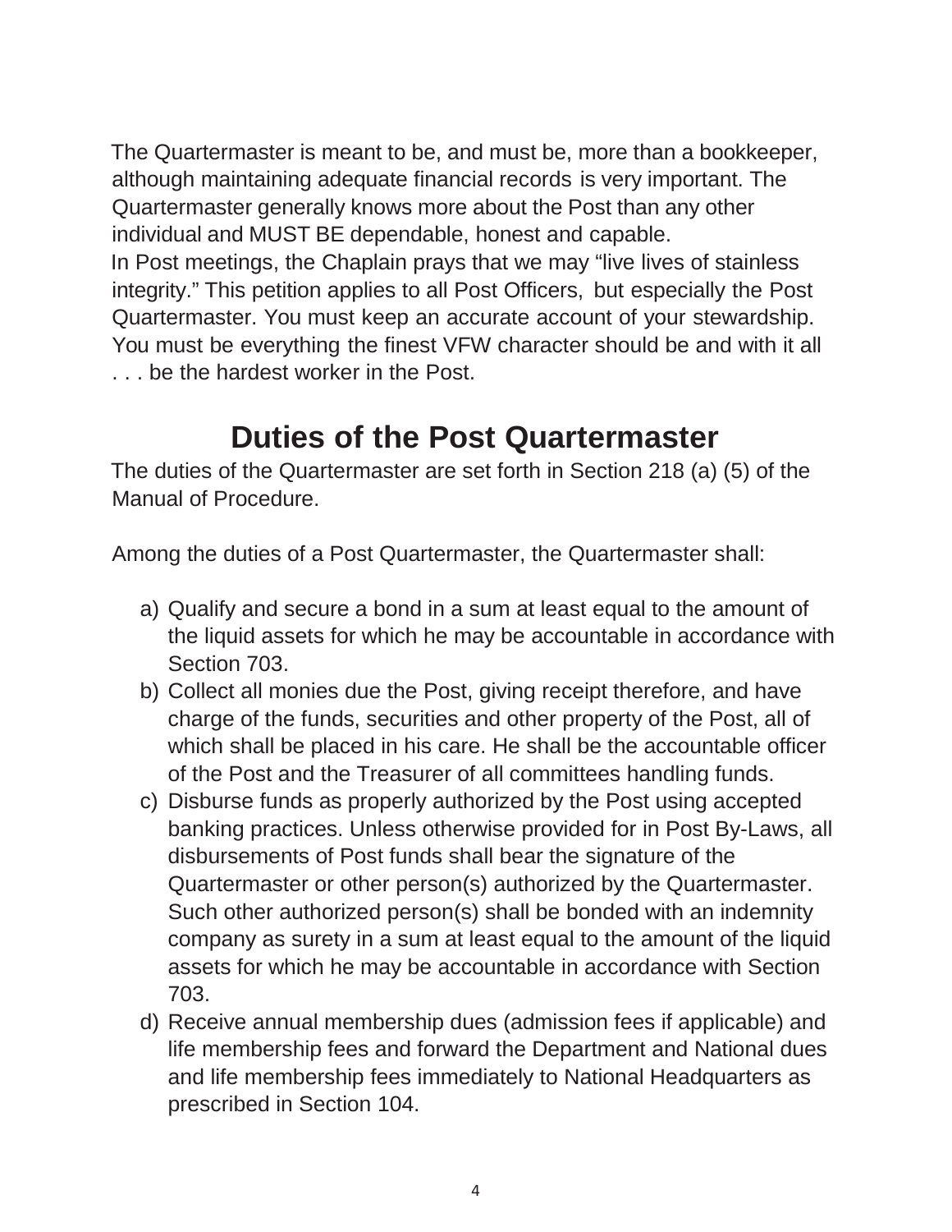The Quartermaster is meant to be, and must be, more than a bookkeeper, although maintaining adequate financial records is very important. The Quartermaster generally knows more about the Post than any other individual and MUST BE dependable, honest and capable.

In Post meetings, the Chaplain prays that we may "live lives of stainless integrity." This petition applies to all Post Officers, but especially the Post Quartermaster. You must keep an accurate account of your stewardship. You must be everything the finest VFW character should be and with it all . . . be the hardest worker in the Post.

## Duties of the Post Quartermaster

The duties of the Quartermaster are set forth in Section 218 (a) (5) of the Manual of Procedure.

Among the duties of a Post Quartermaster, the Quartermaster shall:

a) Qualify and secure a bond in a sum at least equal to the amount of the liquid assets for which he may be accountable in accordance with Section 703.
b) Collect all monies due the Post, giving receipt therefore, and have charge of the funds, securities and other property of the Post, all of which shall be placed in his care. He shall be the accountable officer of the Post and the Treasurer of all committees handling funds.
c) Disburse funds as properly authorized by the Post using accepted banking practices. Unless otherwise provided for in Post By-Laws, all disbursements of Post funds shall bear the signature of the Quartermaster or other person(s) authorized by the Quartermaster. Such other authorized person(s) shall be bonded with an indemnity company as surety in a sum at least equal to the amount of the liquid assets for which he may be accountable in accordance with Section 703.
d) Receive annual membership dues (admission fees if applicable) and life membership fees and forward the Department and National dues and life membership fees immediately to National Headquarters as prescribed in Section 104.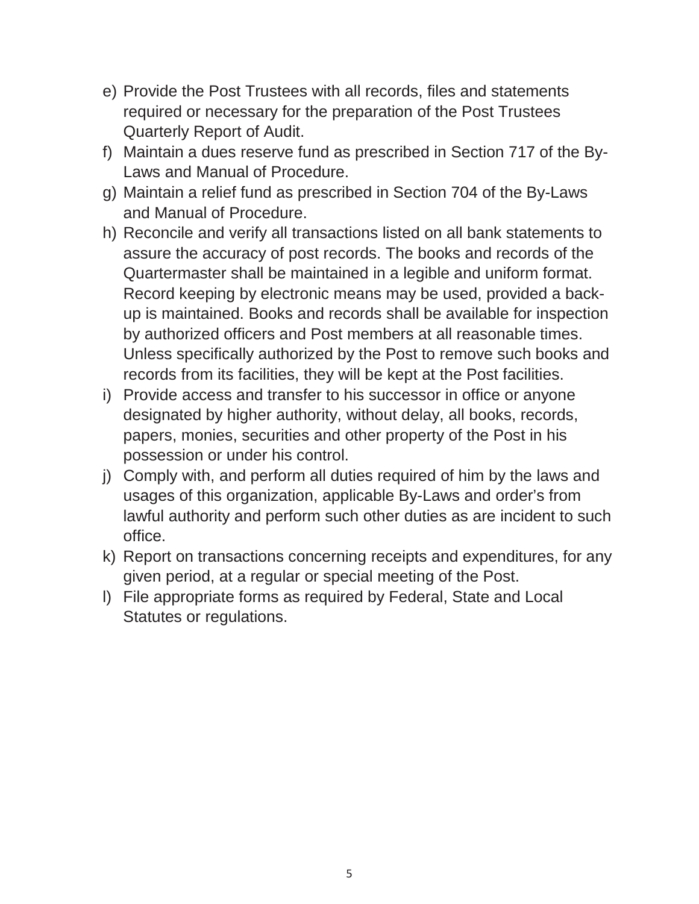e) Provide the Post Trustees with all records, files and statements required or necessary for the preparation of the Post Trustees Quarterly Report of Audit.
f) Maintain a dues reserve fund as prescribed in Section 717 of the By-Laws and Manual of Procedure.
g) Maintain a relief fund as prescribed in Section 704 of the By-Laws and Manual of Procedure.
h) Reconcile and verify all transactions listed on all bank statements to assure the accuracy of post records. The books and records of the Quartermaster shall be maintained in a legible and uniform format. Record keeping by electronic means may be used, provided a back-up is maintained. Books and records shall be available for inspection by authorized officers and Post members at all reasonable times. Unless specifically authorized by the Post to remove such books and records from its facilities, they will be kept at the Post facilities.
i) Provide access and transfer to his successor in office or anyone designated by higher authority, without delay, all books, records, papers, monies, securities and other property of the Post in his possession or under his control.
j) Comply with, and perform all duties required of him by the laws and usages of this organization, applicable By-Laws and order's from lawful authority and perform such other duties as are incident to such office.
k) Report on transactions concerning receipts and expenditures, for any given period, at a regular or special meeting of the Post.
l) File appropriate forms as required by Federal, State and Local Statutes or regulations.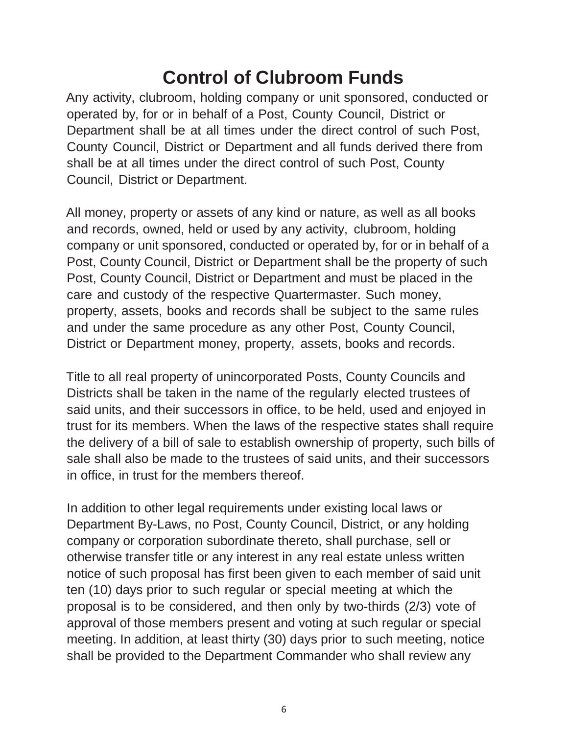# Control of Clubroom Funds

Any activity, clubroom, holding company or unit sponsored, conducted or operated by, for or in behalf of a Post, County Council, District or Department shall be at all times under the direct control of such Post, County Council, District or Department and all funds derived there from shall be at all times under the direct control of such Post, County Council, District or Department.

All money, property or assets of any kind or nature, as well as all books and records, owned, held or used by any activity, clubroom, holding company or unit sponsored, conducted or operated by, for or in behalf of a Post, County Council, District or Department shall be the property of such Post, County Council, District or Department and must be placed in the care and custody of the respective Quartermaster. Such money, property, assets, books and records shall be subject to the same rules and under the same procedure as any other Post, County Council, District or Department money, property, assets, books and records.

Title to all real property of unincorporated Posts, County Councils and Districts shall be taken in the name of the regularly elected trustees of said units, and their successors in office, to be held, used and enjoyed in trust for its members. When the laws of the respective states shall require the delivery of a bill of sale to establish ownership of property, such bills of sale shall also be made to the trustees of said units, and their successors in office, in trust for the members thereof.

In addition to other legal requirements under existing local laws or Department By-Laws, no Post, County Council, District, or any holding company or corporation subordinate thereto, shall purchase, sell or otherwise transfer title or any interest in any real estate unless written notice of such proposal has first been given to each member of said unit ten (10) days prior to such regular or special meeting at which the proposal is to be considered, and then only by two-thirds (2/3) vote of approval of those members present and voting at such regular or special meeting. In addition, at least thirty (30) days prior to such meeting, notice shall be provided to the Department Commander who shall review any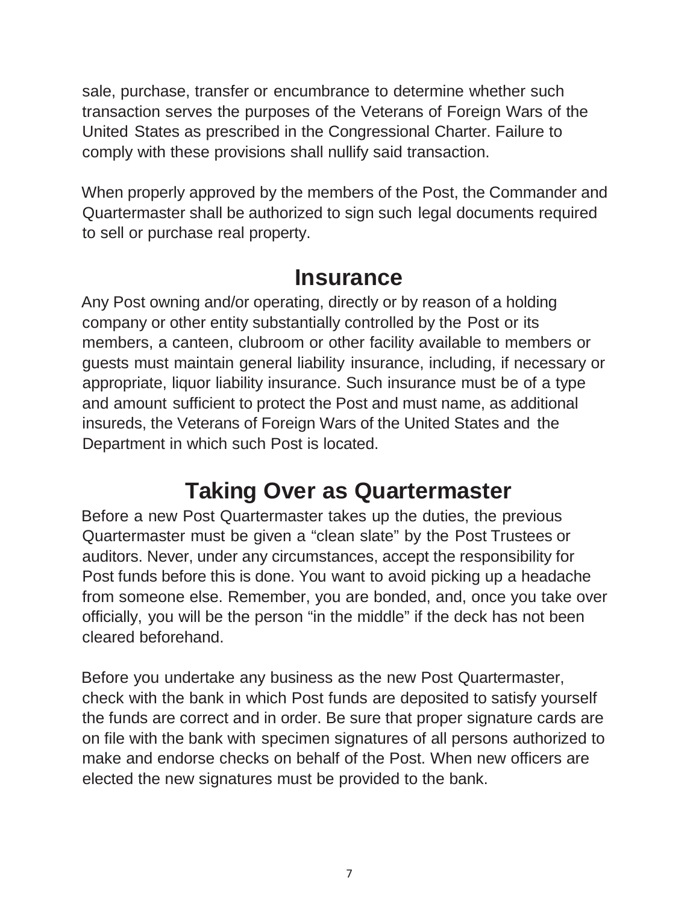sale, purchase, transfer or encumbrance to determine whether such transaction serves the purposes of the Veterans of Foreign Wars of the United States as prescribed in the Congressional Charter. Failure to comply with these provisions shall nullify said transaction.

When properly approved by the members of the Post, the Commander and Quartermaster shall be authorized to sign such legal documents required to sell or purchase real property.

## Insurance

Any Post owning and/or operating, directly or by reason of a holding company or other entity substantially controlled by the Post or its members, a canteen, clubroom or other facility available to members or guests must maintain general liability insurance, including, if necessary or appropriate, liquor liability insurance. Such insurance must be of a type and amount sufficient to protect the Post and must name, as additional insureds, the Veterans of Foreign Wars of the United States and the Department in which such Post is located.

## Taking Over as Quartermaster

Before a new Post Quartermaster takes up the duties, the previous Quartermaster must be given a "clean slate" by the Post Trustees or auditors. Never, under any circumstances, accept the responsibility for Post funds before this is done. You want to avoid picking up a headache from someone else. Remember, you are bonded, and, once you take over officially, you will be the person "in the middle" if the deck has not been cleared beforehand.

Before you undertake any business as the new Post Quartermaster, check with the bank in which Post funds are deposited to satisfy yourself the funds are correct and in order. Be sure that proper signature cards are on file with the bank with specimen signatures of all persons authorized to make and endorse checks on behalf of the Post. When new officers are elected the new signatures must be provided to the bank.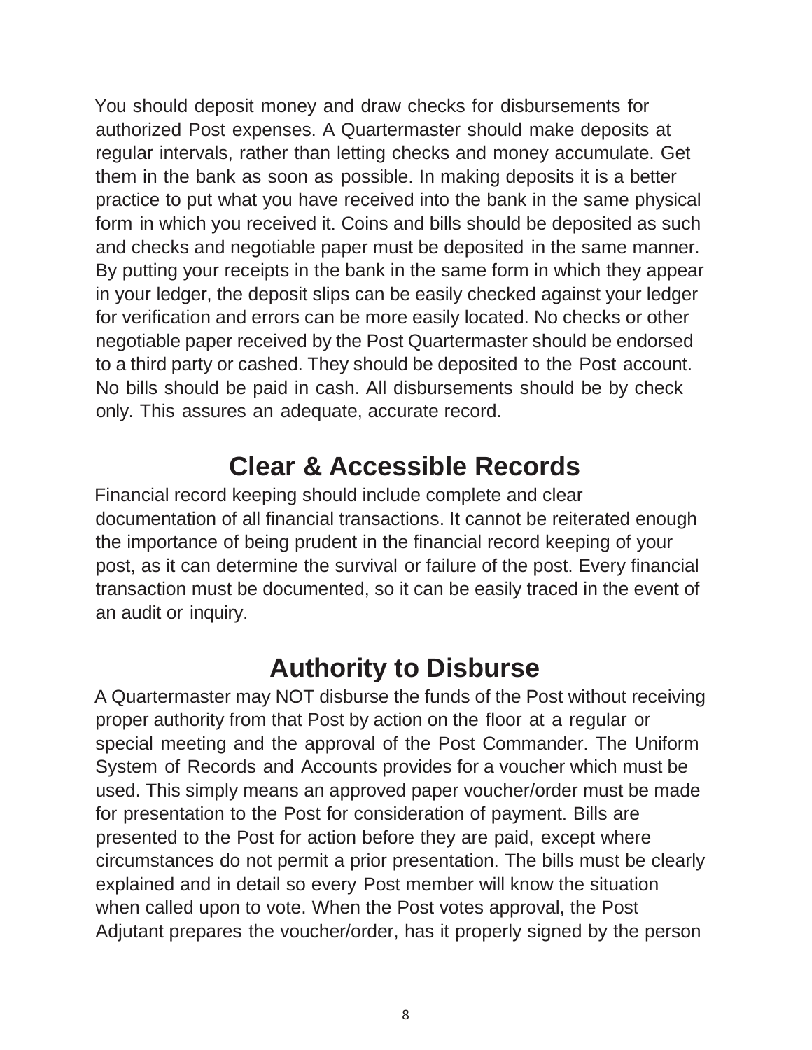You should deposit money and draw checks for disbursements for authorized Post expenses. A Quartermaster should make deposits at regular intervals, rather than letting checks and money accumulate. Get them in the bank as soon as possible. In making deposits it is a better practice to put what you have received into the bank in the same physical form in which you received it. Coins and bills should be deposited as such and checks and negotiable paper must be deposited in the same manner. By putting your receipts in the bank in the same form in which they appear in your ledger, the deposit slips can be easily checked against your ledger for verification and errors can be more easily located. No checks or other negotiable paper received by the Post Quartermaster should be endorsed to a third party or cashed. They should be deposited to the Post account. No bills should be paid in cash. All disbursements should be by check only. This assures an adequate, accurate record.

## Clear & Accessible Records

Financial record keeping should include complete and clear documentation of all financial transactions. It cannot be reiterated enough the importance of being prudent in the financial record keeping of your post, as it can determine the survival or failure of the post. Every financial transaction must be documented, so it can be easily traced in the event of an audit or inquiry.

## Authority to Disburse

A Quartermaster may NOT disburse the funds of the Post without receiving proper authority from that Post by action on the floor at a regular or special meeting and the approval of the Post Commander. The Uniform System of Records and Accounts provides for a voucher which must be used. This simply means an approved paper voucher/order must be made for presentation to the Post for consideration of payment. Bills are presented to the Post for action before they are paid, except where circumstances do not permit a prior presentation. The bills must be clearly explained and in detail so every Post member will know the situation when called upon to vote. When the Post votes approval, the Post Adjutant prepares the voucher/order, has it properly signed by the person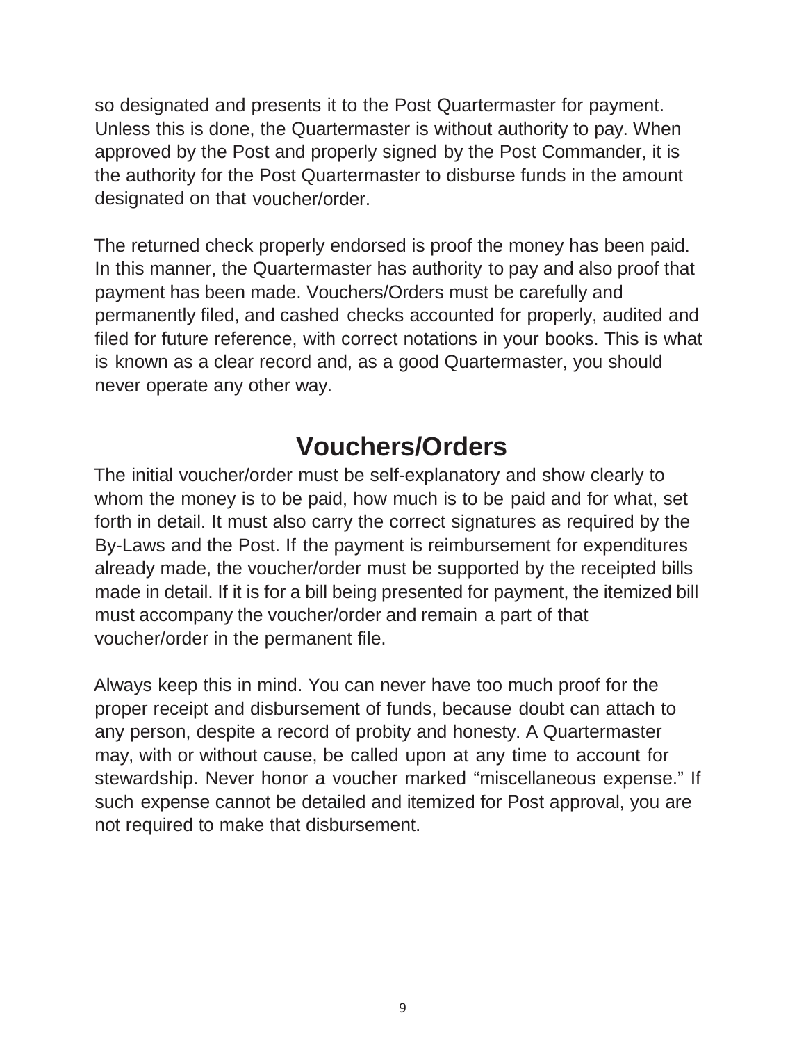so designated and presents it to the Post Quartermaster for payment. Unless this is done, the Quartermaster is without authority to pay. When approved by the Post and properly signed by the Post Commander, it is the authority for the Post Quartermaster to disburse funds in the amount designated on that voucher/order.

The returned check properly endorsed is proof the money has been paid. In this manner, the Quartermaster has authority to pay and also proof that payment has been made. Vouchers/Orders must be carefully and permanently filed, and cashed checks accounted for properly, audited and filed for future reference, with correct notations in your books. This is what is known as a clear record and, as a good Quartermaster, you should never operate any other way.

## Vouchers/Orders

The initial voucher/order must be self-explanatory and show clearly to whom the money is to be paid, how much is to be paid and for what, set forth in detail. It must also carry the correct signatures as required by the By-Laws and the Post. If the payment is reimbursement for expenditures already made, the voucher/order must be supported by the receipted bills made in detail. If it is for a bill being presented for payment, the itemized bill must accompany the voucher/order and remain a part of that voucher/order in the permanent file.

Always keep this in mind. You can never have too much proof for the proper receipt and disbursement of funds, because doubt can attach to any person, despite a record of probity and honesty. A Quartermaster may, with or without cause, be called upon at any time to account for stewardship. Never honor a voucher marked "miscellaneous expense." If such expense cannot be detailed and itemized for Post approval, you are not required to make that disbursement.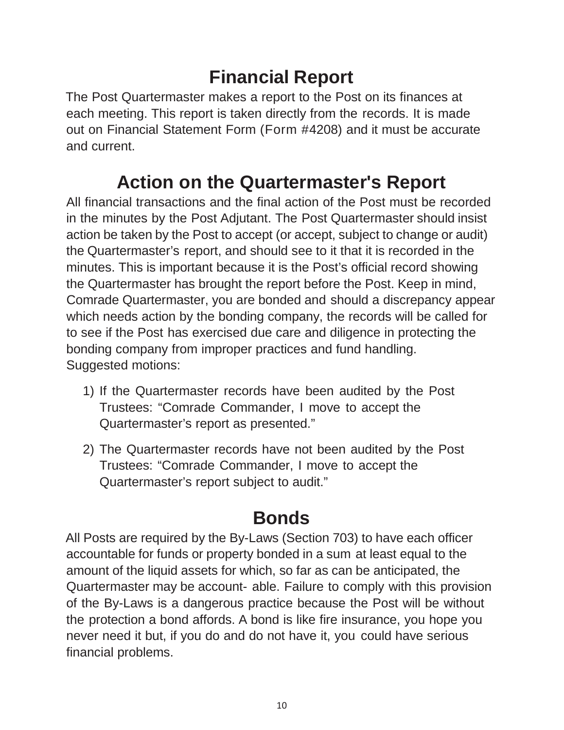## Financial Report

The Post Quartermaster makes a report to the Post on its finances at each meeting. This report is taken directly from the records. It is made out on Financial Statement Form (Form #4208) and it must be accurate and current.

## Action on the Quartermaster's Report

All financial transactions and the final action of the Post must be recorded in the minutes by the Post Adjutant. The Post Quartermaster should insist action be taken by the Post to accept (or accept, subject to change or audit) the Quartermaster's report, and should see to it that it is recorded in the minutes. This is important because it is the Post's official record showing the Quartermaster has brought the report before the Post. Keep in mind, Comrade Quartermaster, you are bonded and should a discrepancy appear which needs action by the bonding company, the records will be called for to see if the Post has exercised due care and diligence in protecting the bonding company from improper practices and fund handling.

Suggested motions:

1) If the Quartermaster records have been audited by the Post Trustees: "Comrade Commander, I move to accept the Quartermaster's report as presented."

2) The Quartermaster records have not been audited by the Post Trustees: "Comrade Commander, I move to accept the Quartermaster's report subject to audit."

## Bonds

All Posts are required by the By-Laws (Section 703) to have each officer accountable for funds or property bonded in a sum at least equal to the amount of the liquid assets for which, so far as can be anticipated, the Quartermaster may be account- able. Failure to comply with this provision of the By-Laws is a dangerous practice because the Post will be without the protection a bond affords. A bond is like fire insurance, you hope you never need it but, if you do and do not have it, you could have serious financial problems.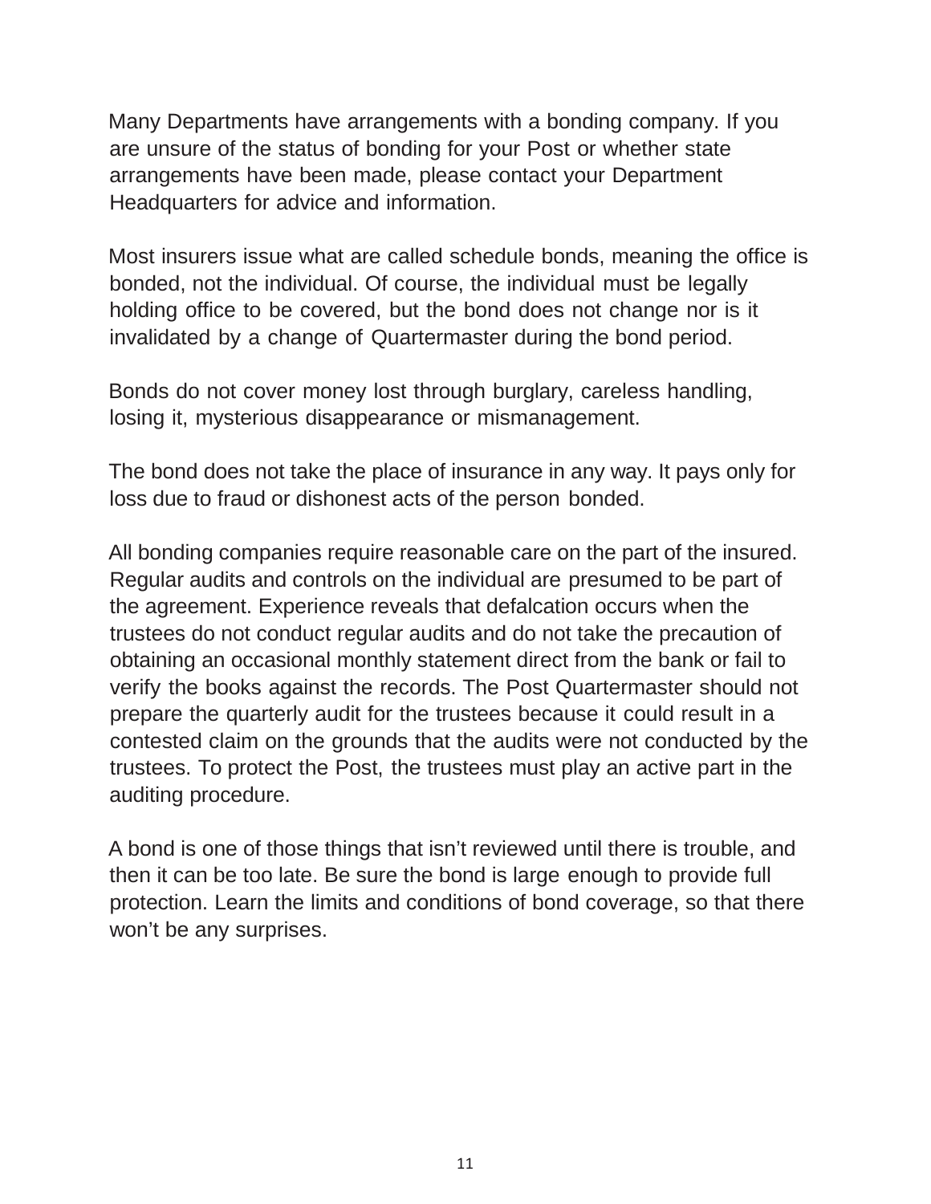Many Departments have arrangements with a bonding company. If you are unsure of the status of bonding for your Post or whether state arrangements have been made, please contact your Department Headquarters for advice and information.

Most insurers issue what are called schedule bonds, meaning the office is bonded, not the individual. Of course, the individual must be legally holding office to be covered, but the bond does not change nor is it invalidated by a change of Quartermaster during the bond period.

Bonds do not cover money lost through burglary, careless handling, losing it, mysterious disappearance or mismanagement.

The bond does not take the place of insurance in any way. It pays only for loss due to fraud or dishonest acts of the person bonded.

All bonding companies require reasonable care on the part of the insured. Regular audits and controls on the individual are presumed to be part of the agreement. Experience reveals that defalcation occurs when the trustees do not conduct regular audits and do not take the precaution of obtaining an occasional monthly statement direct from the bank or fail to verify the books against the records. The Post Quartermaster should not prepare the quarterly audit for the trustees because it could result in a contested claim on the grounds that the audits were not conducted by the trustees. To protect the Post, the trustees must play an active part in the auditing procedure.

A bond is one of those things that isn't reviewed until there is trouble, and then it can be too late. Be sure the bond is large enough to provide full protection. Learn the limits and conditions of bond coverage, so that there won't be any surprises.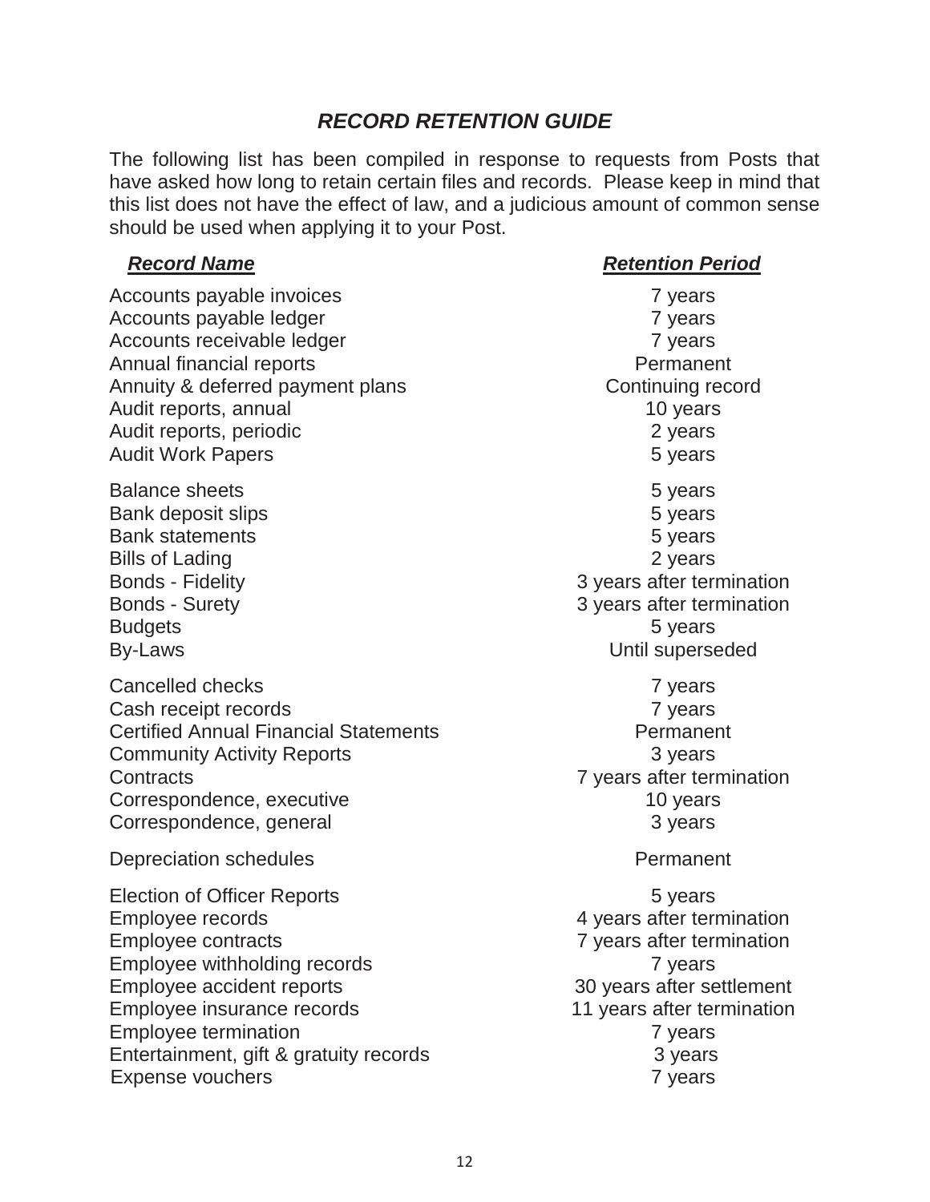## *RECORD RETENTION GUIDE*

The following list has been compiled in response to requests from Posts that have asked how long to retain certain files and records. Please keep in mind that this list does not have the effect of law, and a judicious amount of common sense should be used when applying it to your Post.

| ***Record Name*** | ***Retention Period*** |
|---|---|
| Accounts payable invoices | 7 years |
| Accounts payable ledger | 7 years |
| Accounts receivable ledger | 7 years |
| Annual financial reports | Permanent |
| Annuity & deferred payment plans | Continuing record |
| Audit reports, annual | 10 years |
| Audit reports, periodic | 2 years |
| Audit Work Papers | 5 years |
| Balance sheets | 5 years |
| Bank deposit slips | 5 years |
| Bank statements | 5 years |
| Bills of Lading | 2 years |
| Bonds - Fidelity | 3 years after termination |
| Bonds - Surety | 3 years after termination |
| Budgets | 5 years |
| By-Laws | Until superseded |
| Cancelled checks | 7 years |
| Cash receipt records | 7 years |
| Certified Annual Financial Statements | Permanent |
| Community Activity Reports | 3 years |
| Contracts | 7 years after termination |
| Correspondence, executive | 10 years |
| Correspondence, general | 3 years |
| Depreciation schedules | Permanent |
| Election of Officer Reports | 5 years |
| Employee records | 4 years after termination |
| Employee contracts | 7 years after termination |
| Employee withholding records | 7 years |
| Employee accident reports | 30 years after settlement |
| Employee insurance records | 11 years after termination |
| Employee termination | 7 years |
| Entertainment, gift & gratuity records | 3 years |
| Expense vouchers | 7 years |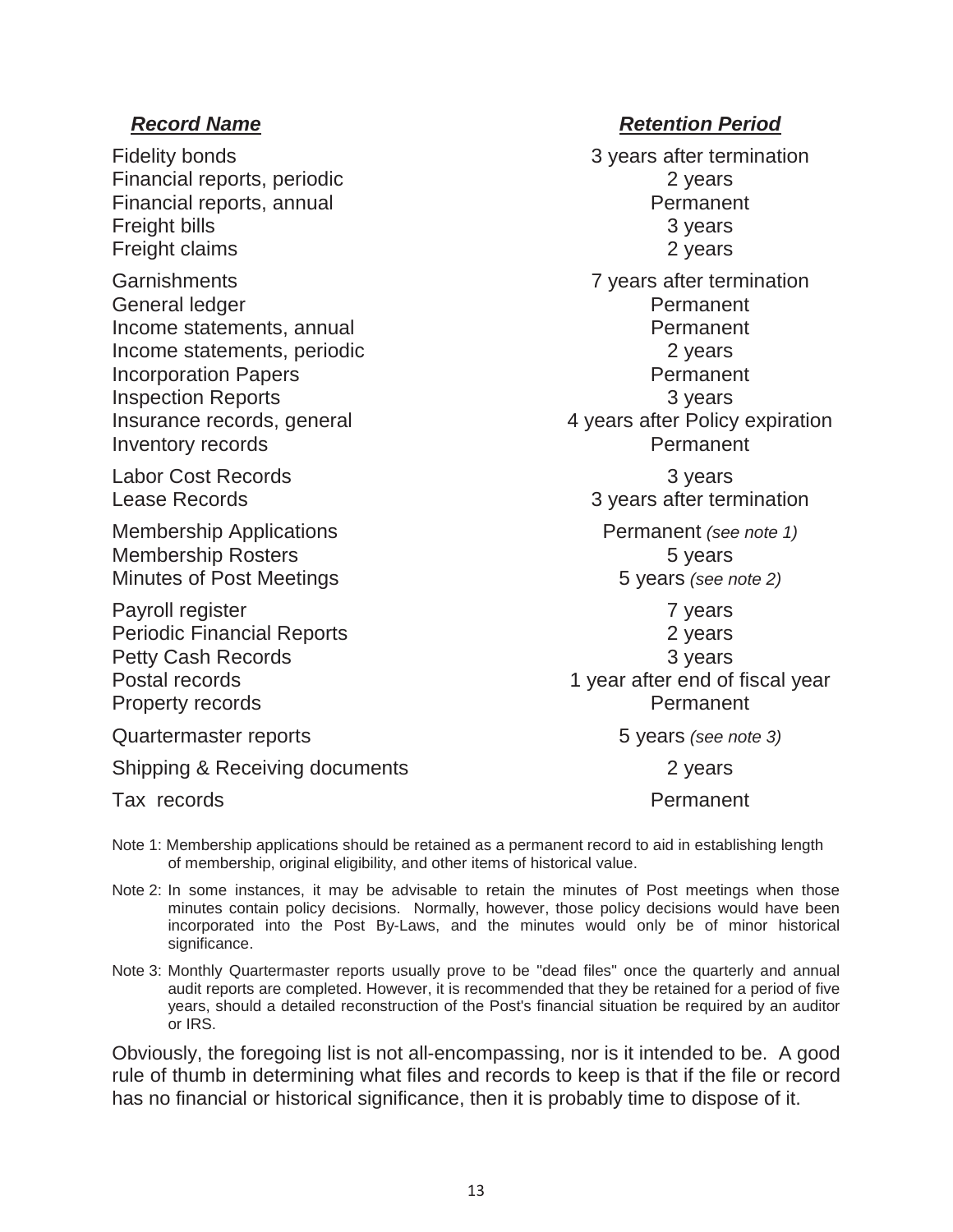| ***Record Name*** | ***Retention Period*** |
| --- | --- |
| Fidelity bonds | 3 years after termination |
| Financial reports, periodic | 2 years |
| Financial reports, annual | Permanent |
| Freight bills | 3 years |
| Freight claims | 2 years |
| Garnishments | 7 years after termination |
| General ledger | Permanent |
| Income statements, annual | Permanent |
| Income statements, periodic | 2 years |
| Incorporation Papers | Permanent |
| Inspection Reports | 3 years |
| Insurance records, general | 4 years after Policy expiration |
| Inventory records | Permanent |
| Labor Cost Records | 3 years |
| Lease Records | 3 years after termination |
| Membership Applications | Permanent *(see note 1)* |
| Membership Rosters | 5 years |
| Minutes of Post Meetings | 5 years *(see note 2)* |
| Payroll register | 7 years |
| Periodic Financial Reports | 2 years |
| Petty Cash Records | 3 years |
| Postal records | 1 year after end of fiscal year |
| Property records | Permanent |
| Quartermaster reports | 5 years *(see note 3)* |
| Shipping & Receiving documents | 2 years |
| Tax records | Permanent |

Note 1: Membership applications should be retained as a permanent record to aid in establishing length of membership, original eligibility, and other items of historical value.

Note 2: In some instances, it may be advisable to retain the minutes of Post meetings when those minutes contain policy decisions. Normally, however, those policy decisions would have been incorporated into the Post By-Laws, and the minutes would only be of minor historical significance.

Note 3: Monthly Quartermaster reports usually prove to be "dead files" once the quarterly and annual audit reports are completed. However, it is recommended that they be retained for a period of five years, should a detailed reconstruction of the Post's financial situation be required by an auditor or IRS.

Obviously, the foregoing list is not all-encompassing, nor is it intended to be. A good rule of thumb in determining what files and records to keep is that if the file or record has no financial or historical significance, then it is probably time to dispose of it.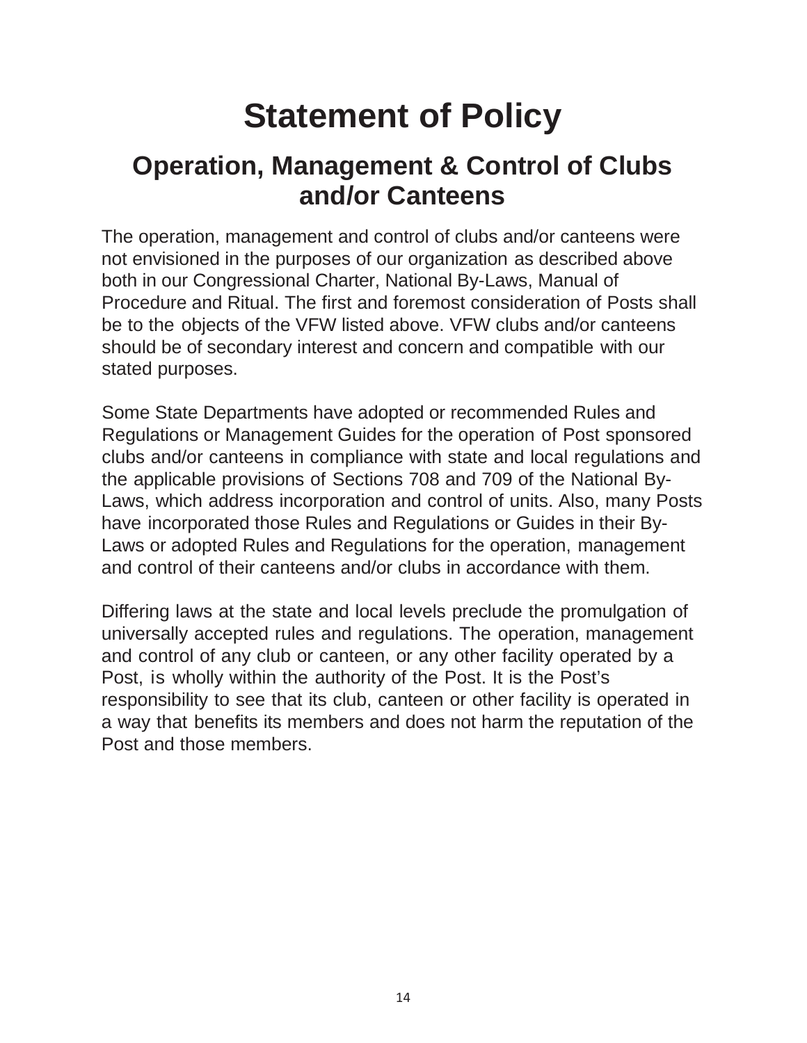# Statement of Policy

## Operation, Management & Control of Clubs and/or Canteens

The operation, management and control of clubs and/or canteens were not envisioned in the purposes of our organization as described above both in our Congressional Charter, National By-Laws, Manual of Procedure and Ritual. The first and foremost consideration of Posts shall be to the objects of the VFW listed above. VFW clubs and/or canteens should be of secondary interest and concern and compatible with our stated purposes.

Some State Departments have adopted or recommended Rules and Regulations or Management Guides for the operation of Post sponsored clubs and/or canteens in compliance with state and local regulations and the applicable provisions of Sections 708 and 709 of the National By-Laws, which address incorporation and control of units. Also, many Posts have incorporated those Rules and Regulations or Guides in their By-Laws or adopted Rules and Regulations for the operation, management and control of their canteens and/or clubs in accordance with them.

Differing laws at the state and local levels preclude the promulgation of universally accepted rules and regulations. The operation, management and control of any club or canteen, or any other facility operated by a Post, is wholly within the authority of the Post. It is the Post's responsibility to see that its club, canteen or other facility is operated in a way that benefits its members and does not harm the reputation of the Post and those members.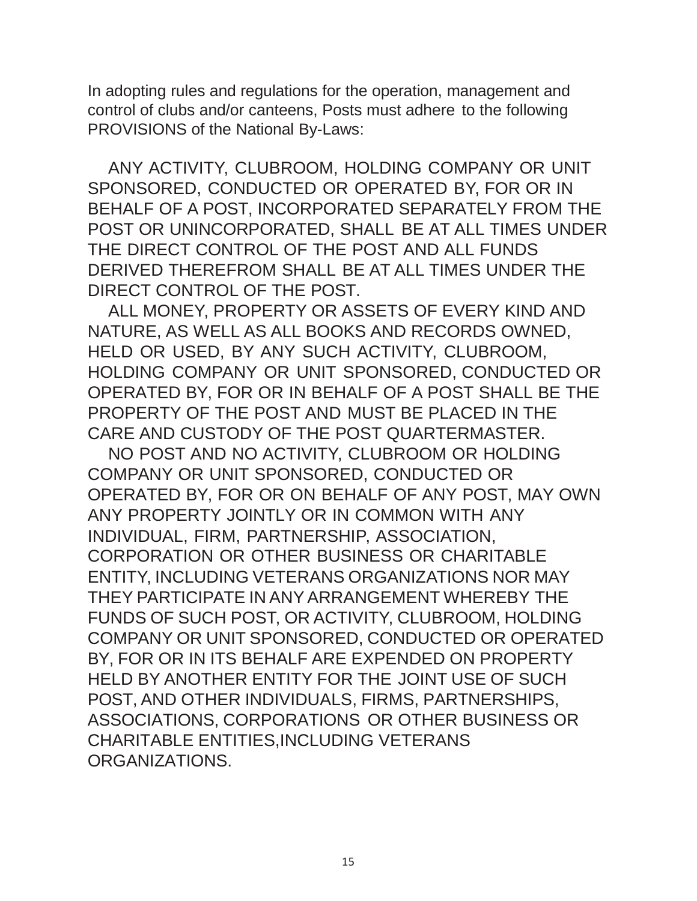In adopting rules and regulations for the operation, management and control of clubs and/or canteens, Posts must adhere to the following PROVISIONS of the National By-Laws:

ANY ACTIVITY, CLUBROOM, HOLDING COMPANY OR UNIT SPONSORED, CONDUCTED OR OPERATED BY, FOR OR IN BEHALF OF A POST, INCORPORATED SEPARATELY FROM THE POST OR UNINCORPORATED, SHALL BE AT ALL TIMES UNDER THE DIRECT CONTROL OF THE POST AND ALL FUNDS DERIVED THEREFROM SHALL BE AT ALL TIMES UNDER THE DIRECT CONTROL OF THE POST.

ALL MONEY, PROPERTY OR ASSETS OF EVERY KIND AND NATURE, AS WELL AS ALL BOOKS AND RECORDS OWNED, HELD OR USED, BY ANY SUCH ACTIVITY, CLUBROOM, HOLDING COMPANY OR UNIT SPONSORED, CONDUCTED OR OPERATED BY, FOR OR IN BEHALF OF A POST SHALL BE THE PROPERTY OF THE POST AND MUST BE PLACED IN THE CARE AND CUSTODY OF THE POST QUARTERMASTER.

NO POST AND NO ACTIVITY, CLUBROOM OR HOLDING COMPANY OR UNIT SPONSORED, CONDUCTED OR OPERATED BY, FOR OR ON BEHALF OF ANY POST, MAY OWN ANY PROPERTY JOINTLY OR IN COMMON WITH ANY INDIVIDUAL, FIRM, PARTNERSHIP, ASSOCIATION, CORPORATION OR OTHER BUSINESS OR CHARITABLE ENTITY, INCLUDING VETERANS ORGANIZATIONS NOR MAY THEY PARTICIPATE IN ANY ARRANGEMENT WHEREBY THE FUNDS OF SUCH POST, OR ACTIVITY, CLUBROOM, HOLDING COMPANY OR UNIT SPONSORED, CONDUCTED OR OPERATED BY, FOR OR IN ITS BEHALF ARE EXPENDED ON PROPERTY HELD BY ANOTHER ENTITY FOR THE JOINT USE OF SUCH POST, AND OTHER INDIVIDUALS, FIRMS, PARTNERSHIPS, ASSOCIATIONS, CORPORATIONS OR OTHER BUSINESS OR CHARITABLE ENTITIES,INCLUDING VETERANS ORGANIZATIONS.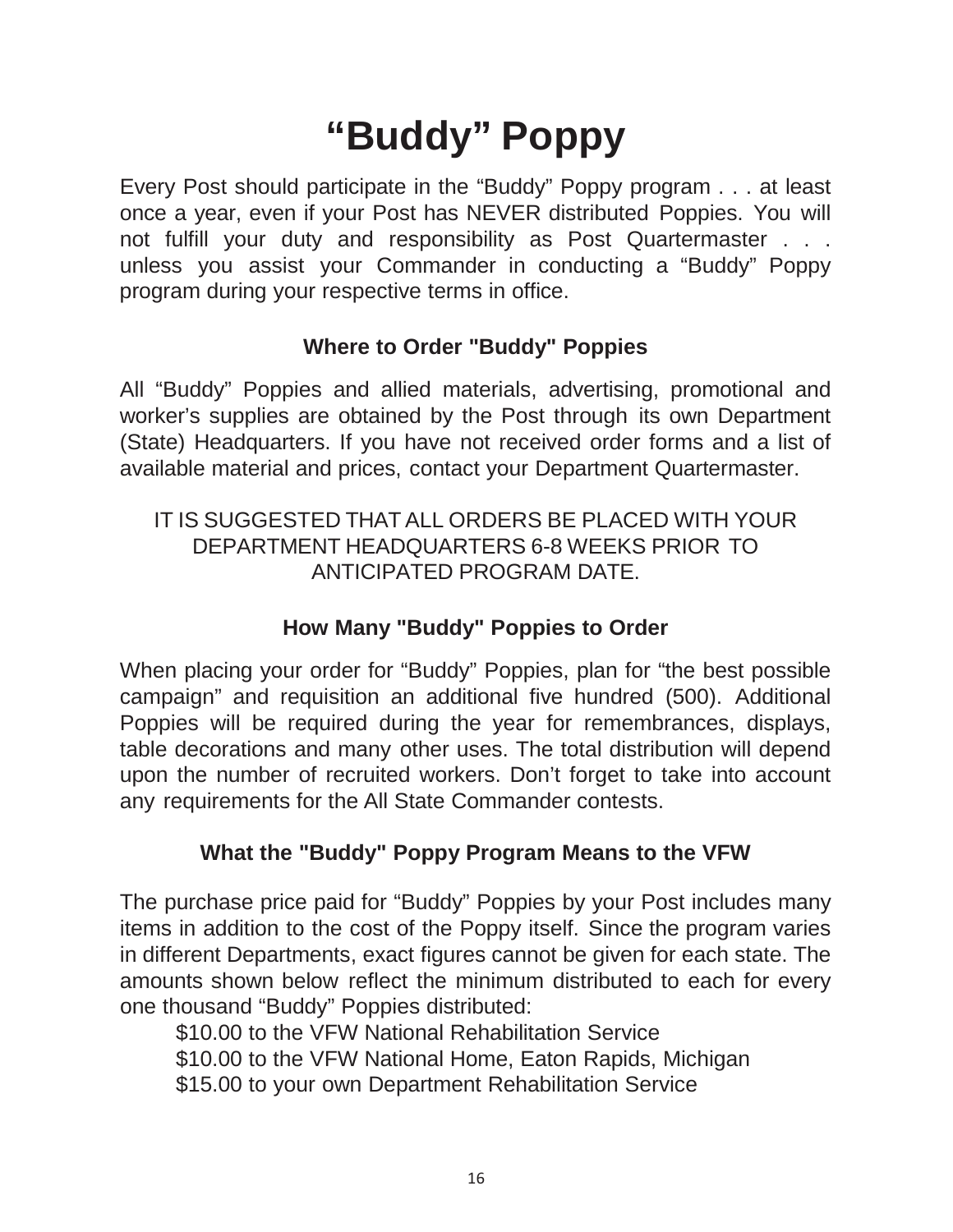# “Buddy” Poppy

Every Post should participate in the “Buddy” Poppy program . . . at least once a year, even if your Post has NEVER distributed Poppies. You will not fulfill your duty and responsibility as Post Quartermaster . . . unless you assist your Commander in conducting a “Buddy” Poppy program during your respective terms in office.

### Where to Order "Buddy" Poppies

All “Buddy” Poppies and allied materials, advertising, promotional and worker’s supplies are obtained by the Post through its own Department (State) Headquarters. If you have not received order forms and a list of available material and prices, contact your Department Quartermaster.

IT IS SUGGESTED THAT ALL ORDERS BE PLACED WITH YOUR DEPARTMENT HEADQUARTERS 6-8 WEEKS PRIOR TO ANTICIPATED PROGRAM DATE.

### How Many "Buddy" Poppies to Order

When placing your order for “Buddy” Poppies, plan for “the best possible campaign” and requisition an additional five hundred (500). Additional Poppies will be required during the year for remembrances, displays, table decorations and many other uses. The total distribution will depend upon the number of recruited workers. Don’t forget to take into account any requirements for the All State Commander contests.

### What the "Buddy" Poppy Program Means to the VFW

The purchase price paid for “Buddy” Poppies by your Post includes many items in addition to the cost of the Poppy itself. Since the program varies in different Departments, exact figures cannot be given for each state. The amounts shown below reflect the minimum distributed to each for every one thousand “Buddy” Poppies distributed:

$10.00 to the VFW National Rehabilitation Service
$10.00 to the VFW National Home, Eaton Rapids, Michigan
$15.00 to your own Department Rehabilitation Service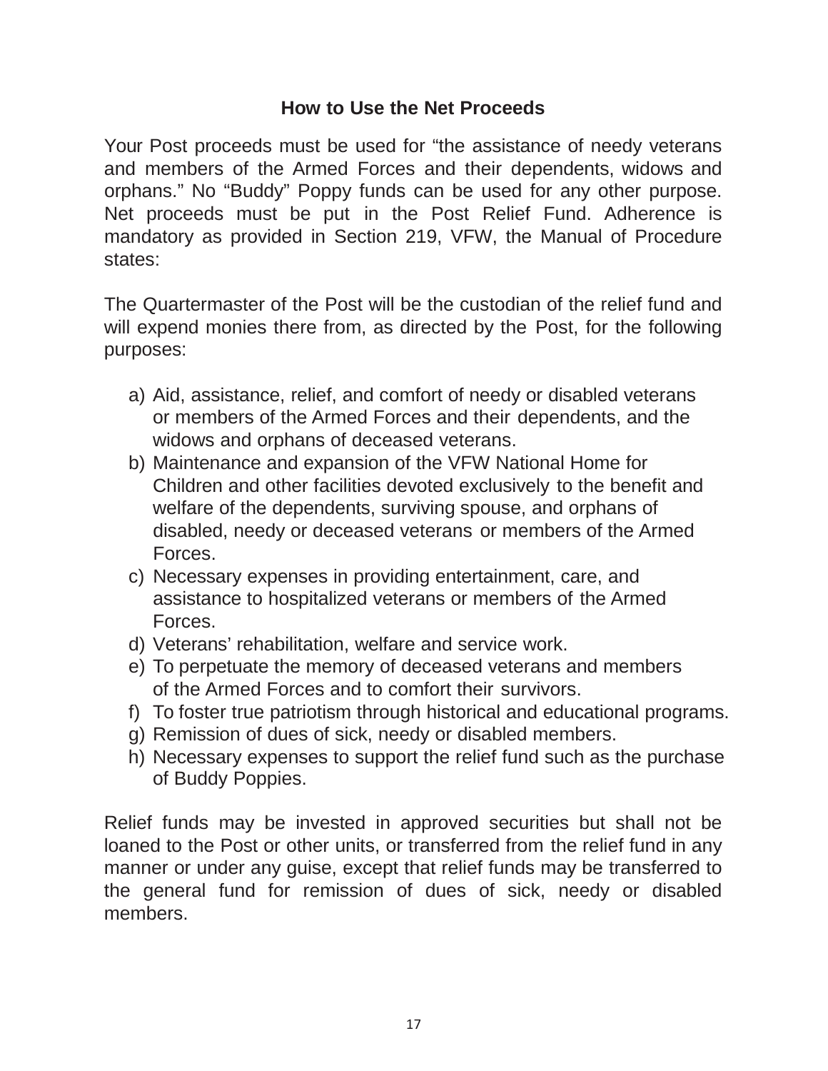## How to Use the Net Proceeds

Your Post proceeds must be used for "the assistance of needy veterans and members of the Armed Forces and their dependents, widows and orphans." No "Buddy" Poppy funds can be used for any other purpose. Net proceeds must be put in the Post Relief Fund. Adherence is mandatory as provided in Section 219, VFW, the Manual of Procedure states:

The Quartermaster of the Post will be the custodian of the relief fund and will expend monies there from, as directed by the Post, for the following purposes:

a) Aid, assistance, relief, and comfort of needy or disabled veterans or members of the Armed Forces and their dependents, and the widows and orphans of deceased veterans.
b) Maintenance and expansion of the VFW National Home for Children and other facilities devoted exclusively to the benefit and welfare of the dependents, surviving spouse, and orphans of disabled, needy or deceased veterans or members of the Armed Forces.
c) Necessary expenses in providing entertainment, care, and assistance to hospitalized veterans or members of the Armed Forces.
d) Veterans' rehabilitation, welfare and service work.
e) To perpetuate the memory of deceased veterans and members of the Armed Forces and to comfort their survivors.
f) To foster true patriotism through historical and educational programs.
g) Remission of dues of sick, needy or disabled members.
h) Necessary expenses to support the relief fund such as the purchase of Buddy Poppies.

Relief funds may be invested in approved securities but shall not be loaned to the Post or other units, or transferred from the relief fund in any manner or under any guise, except that relief funds may be transferred to the general fund for remission of dues of sick, needy or disabled members.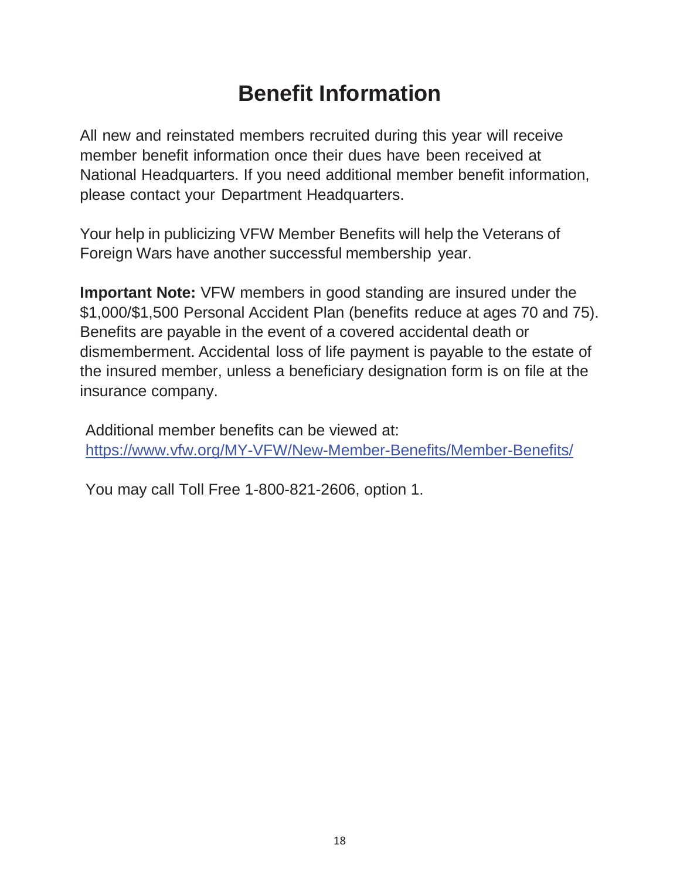# Benefit Information

All new and reinstated members recruited during this year will receive member benefit information once their dues have been received at National Headquarters. If you need additional member benefit information, please contact your Department Headquarters.

Your help in publicizing VFW Member Benefits will help the Veterans of Foreign Wars have another successful membership year.

**Important Note:** VFW members in good standing are insured under the $1,000/$1,500 Personal Accident Plan (benefits reduce at ages 70 and 75). Benefits are payable in the event of a covered accidental death or dismemberment. Accidental loss of life payment is payable to the estate of the insured member, unless a beneficiary designation form is on file at the insurance company.

Additional member benefits can be viewed at:
[https://www.vfw.org/MY-VFW/New-Member-Benefits/Member-Benefits/](https://www.vfw.org/MY-VFW/New-Member-Benefits/Member-Benefits/)

You may call Toll Free 1-800-821-2606, option 1.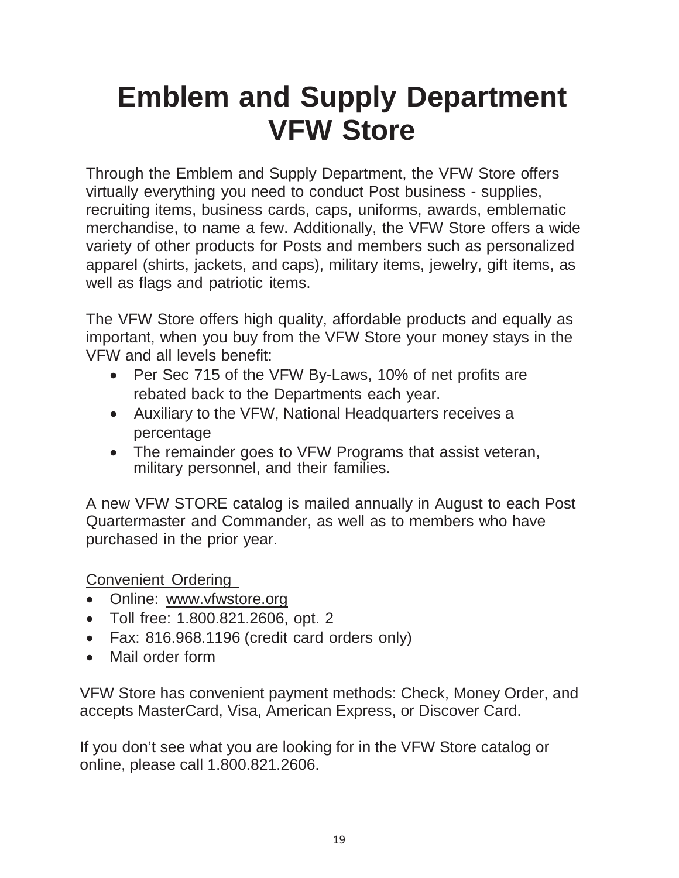# Emblem and Supply Department
# VFW Store

Through the Emblem and Supply Department, the VFW Store offers virtually everything you need to conduct Post business - supplies, recruiting items, business cards, caps, uniforms, awards, emblematic merchandise, to name a few. Additionally, the VFW Store offers a wide variety of other products for Posts and members such as personalized apparel (shirts, jackets, and caps), military items, jewelry, gift items, as well as flags and patriotic items.

The VFW Store offers high quality, affordable products and equally as important, when you buy from the VFW Store your money stays in the VFW and all levels benefit:

- Per Sec 715 of the VFW By-Laws, 10% of net profits are rebated back to the Departments each year.
- Auxiliary to the VFW, National Headquarters receives a percentage
- The remainder goes to VFW Programs that assist veteran, military personnel, and their families.

A new VFW STORE catalog is mailed annually in August to each Post Quartermaster and Commander, as well as to members who have purchased in the prior year.

<u>Convenient Ordering</u>

- Online: www.vfwstore.org
- Toll free: 1.800.821.2606, opt. 2
- Fax: 816.968.1196 (credit card orders only)
- Mail order form

VFW Store has convenient payment methods: Check, Money Order, and accepts MasterCard, Visa, American Express, or Discover Card.

If you don't see what you are looking for in the VFW Store catalog or online, please call 1.800.821.2606.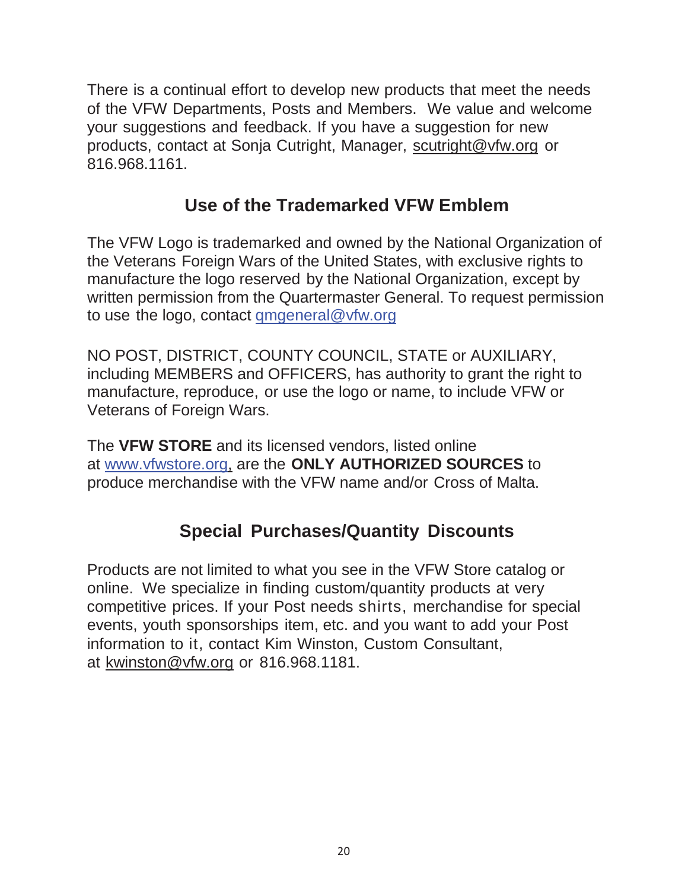There is a continual effort to develop new products that meet the needs of the VFW Departments, Posts and Members. We value and welcome your suggestions and feedback. If you have a suggestion for new products, contact at Sonja Cutright, Manager, scutright@vfw.org or 816.968.1161.

## Use of the Trademarked VFW Emblem

The VFW Logo is trademarked and owned by the National Organization of the Veterans Foreign Wars of the United States, with exclusive rights to manufacture the logo reserved by the National Organization, except by written permission from the Quartermaster General. To request permission to use the logo, contact qmgeneral@vfw.org

NO POST, DISTRICT, COUNTY COUNCIL, STATE or AUXILIARY, including MEMBERS and OFFICERS, has authority to grant the right to manufacture, reproduce, or use the logo or name, to include VFW or Veterans of Foreign Wars.

The **VFW STORE** and its licensed vendors, listed online at www.vfwstore.org, are the **ONLY AUTHORIZED SOURCES** to produce merchandise with the VFW name and/or Cross of Malta.

## Special Purchases/Quantity Discounts

Products are not limited to what you see in the VFW Store catalog or online. We specialize in finding custom/quantity products at very competitive prices. If your Post needs shirts, merchandise for special events, youth sponsorships item, etc. and you want to add your Post information to it, contact Kim Winston, Custom Consultant, at kwinston@vfw.org or 816.968.1181.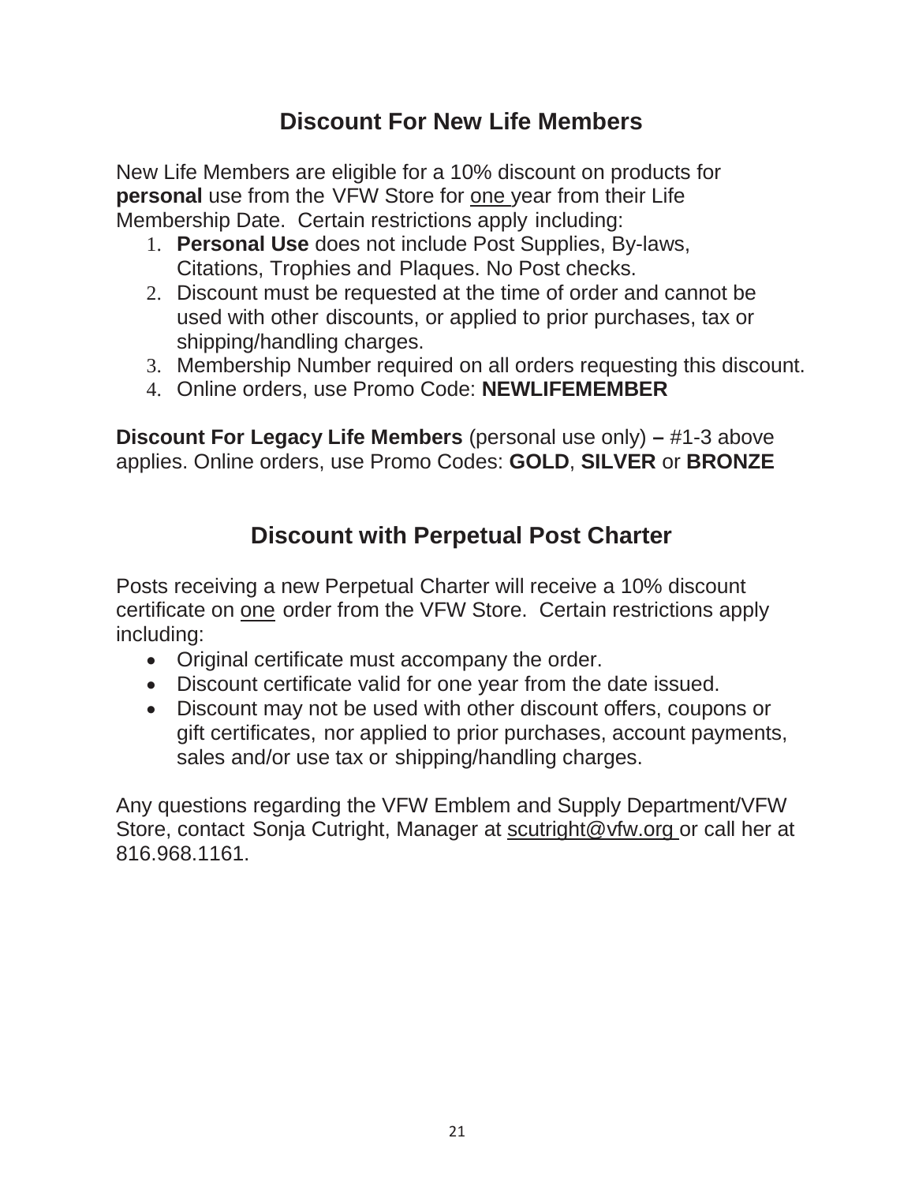## Discount For New Life Members

New Life Members are eligible for a 10% discount on products for **personal** use from the VFW Store for one year from their Life Membership Date. Certain restrictions apply including:

1. **Personal Use** does not include Post Supplies, By-laws, Citations, Trophies and Plaques. No Post checks.
2. Discount must be requested at the time of order and cannot be used with other discounts, or applied to prior purchases, tax or shipping/handling charges.
3. Membership Number required on all orders requesting this discount.
4. Online orders, use Promo Code: **NEWLIFEMEMBER**

**Discount For Legacy Life Members** (personal use only) **–** #1-3 above applies. Online orders, use Promo Codes: **GOLD**, **SILVER** or **BRONZE**

## Discount with Perpetual Post Charter

Posts receiving a new Perpetual Charter will receive a 10% discount certificate on one order from the VFW Store. Certain restrictions apply including:

- Original certificate must accompany the order.
- Discount certificate valid for one year from the date issued.
- Discount may not be used with other discount offers, coupons or gift certificates, nor applied to prior purchases, account payments, sales and/or use tax or shipping/handling charges.

Any questions regarding the VFW Emblem and Supply Department/VFW Store, contact Sonja Cutright, Manager at scutright@vfw.org or call her at 816.968.1161.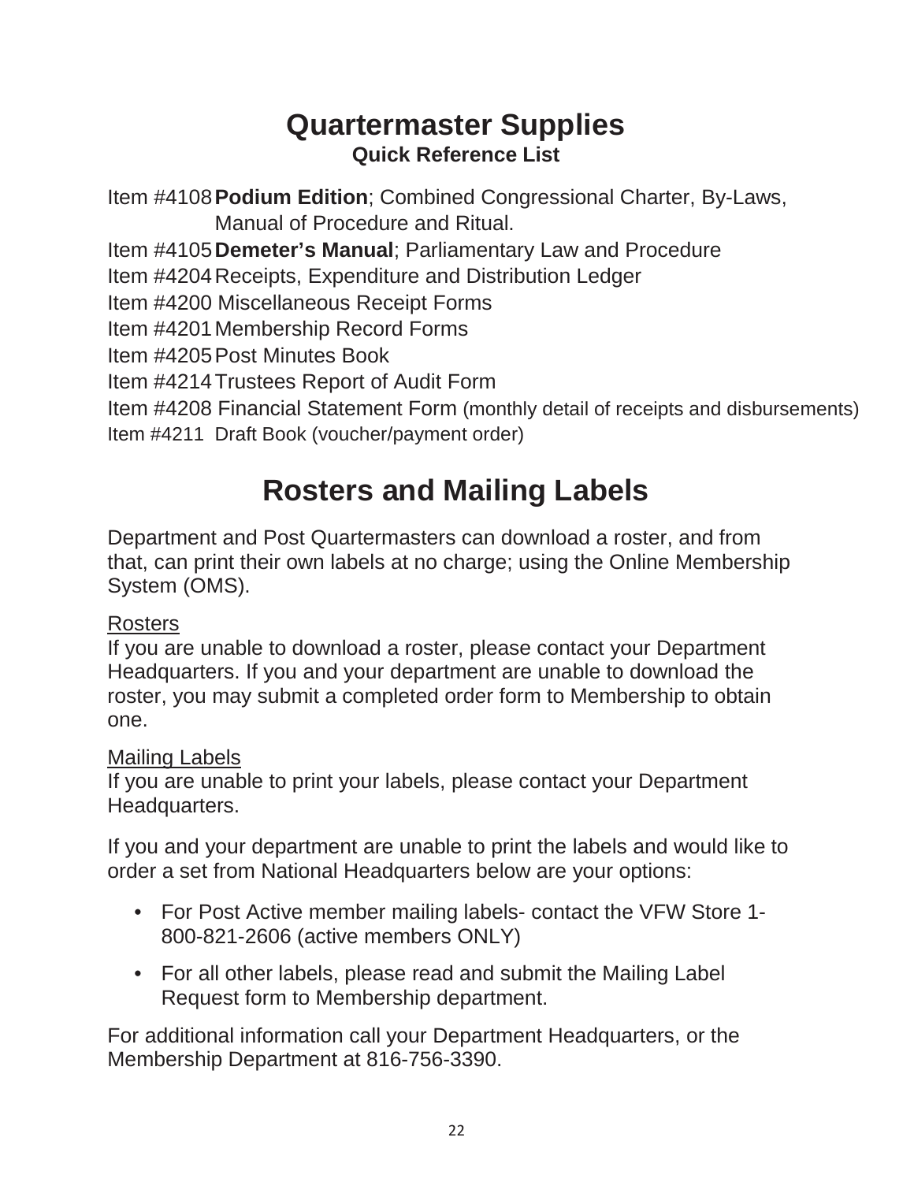# Quartermaster Supplies

### Quick Reference List

Item #4108 **Podium Edition**; Combined Congressional Charter, By-Laws, Manual of Procedure and Ritual.
Item #4105 **Demeter's Manual**; Parliamentary Law and Procedure
Item #4204 Receipts, Expenditure and Distribution Ledger
Item #4200 Miscellaneous Receipt Forms
Item #4201 Membership Record Forms
Item #4205 Post Minutes Book
Item #4214 Trustees Report of Audit Form
Item #4208 Financial Statement Form (monthly detail of receipts and disbursements)
Item #4211 Draft Book (voucher/payment order)

# Rosters and Mailing Labels

Department and Post Quartermasters can download a roster, and from that, can print their own labels at no charge; using the Online Membership System (OMS).

<u>Rosters</u>
If you are unable to download a roster, please contact your Department Headquarters. If you and your department are unable to download the roster, you may submit a completed order form to Membership to obtain one.

<u>Mailing Labels</u>
If you are unable to print your labels, please contact your Department Headquarters.

If you and your department are unable to print the labels and would like to order a set from National Headquarters below are your options:

- For Post Active member mailing labels- contact the VFW Store 1-800-821-2606 (active members ONLY)
- For all other labels, please read and submit the Mailing Label Request form to Membership department.

For additional information call your Department Headquarters, or the Membership Department at 816-756-3390.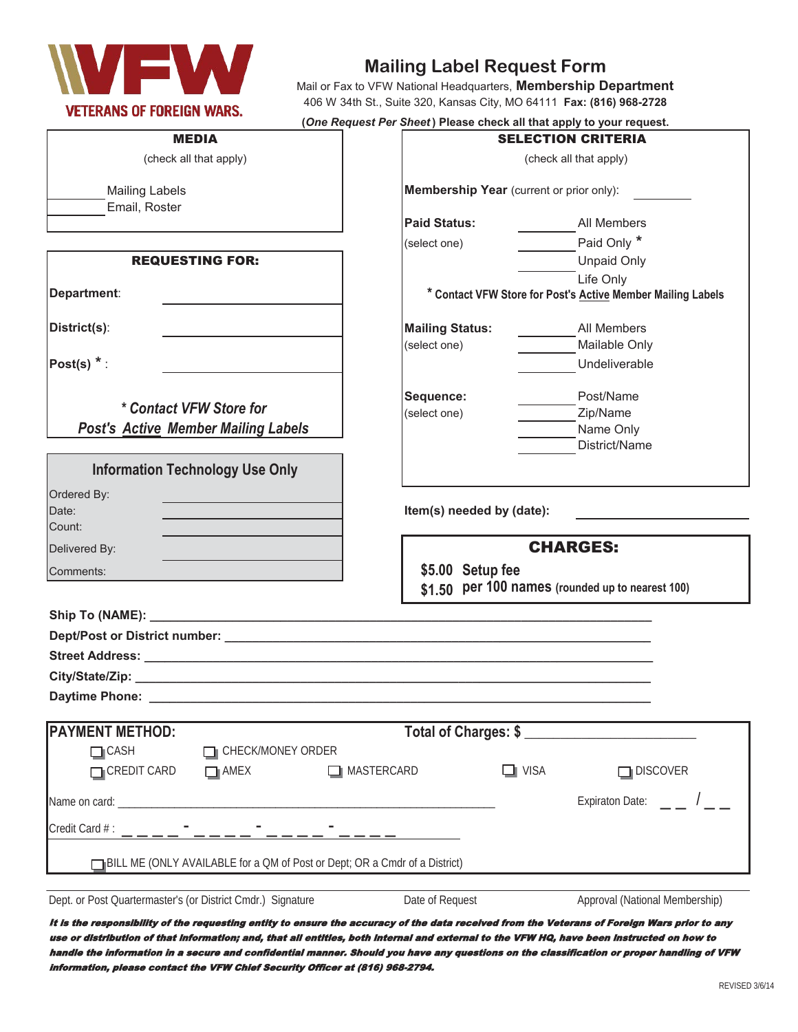VETERANS OF FOREIGN WARS.

# Mailing Label Request Form

Mail or Fax to VFW National Headquarters, **Membership Department**
406 W 34th St., Suite 320, Kansas City, MO 64111 **Fax: (816) 968-2728**

**(*One Request Per Sheet*) Please check all that apply to your request.**

## MEDIA

(check all that apply)

_____ Mailing Labels
_____ Email, Roster

## REQUESTING FOR:

**Department**: _____

**District(s)**: _____

**Post(s) \***: _____

***\* Contact VFW Store for Post's Active Member Mailing Labels***

## Information Technology Use Only

Ordered By: _____
Date: _____
Count: _____
Delivered By: _____
Comments: _____

## SELECTION CRITERIA

(check all that apply)

**Membership Year** (current or prior only): _____

**Paid Status:** (select one)
_____ All Members
_____ Paid Only *
_____ Unpaid Only
_____ Life Only

**\* Contact VFW Store for Post's Active Member Mailing Labels**

**Mailing Status:** (select one)
_____ All Members
_____ Mailable Only
_____ Undeliverable

**Sequence:** (select one)
_____ Post/Name
_____ Zip/Name
_____ Name Only
_____ District/Name

**Item(s) needed by (date):** _____

## CHARGES:

**$5.00 Setup fee**
**$1.50 per 100 names (rounded up to nearest 100)**

**Ship To (NAME):** _____
**Dept/Post or District number:** _____
**Street Address:** _____
**City/State/Zip:** _____
**Daytime Phone:** _____

## PAYMENT METHOD:

**Total of Charges: $** _____

☐ CASH ☐ CHECK/MONEY ORDER
☐ CREDIT CARD ☐ AMEX ☐ MASTERCARD ☐ VISA ☐ DISCOVER

Name on card: _____ Expiraton Date: _ _ / _ _

Credit Card # : _ _ _ _ - _ _ _ _ - _ _ _ _ - _ _ _ _

☐ BILL ME (ONLY AVAILABLE for a QM of Post or Dept; OR a Cmdr of a District)

Dept. or Post Quartermaster's (or District Cmdr.) Signature | Date of Request | Approval (National Membership)

***It is the responsibility of the requesting entity to ensure the accuracy of the data received from the Veterans of Foreign Wars prior to any use or distribution of that information; and, that all entities, both internal and external to the VFW HQ, have been instructed on how to handle the information in a secure and confidential manner. Should you have any questions on the classification or proper handling of VFW information, please contact the VFW Chief Security Officer at (816) 968-2794.***

REVISED 3/6/14